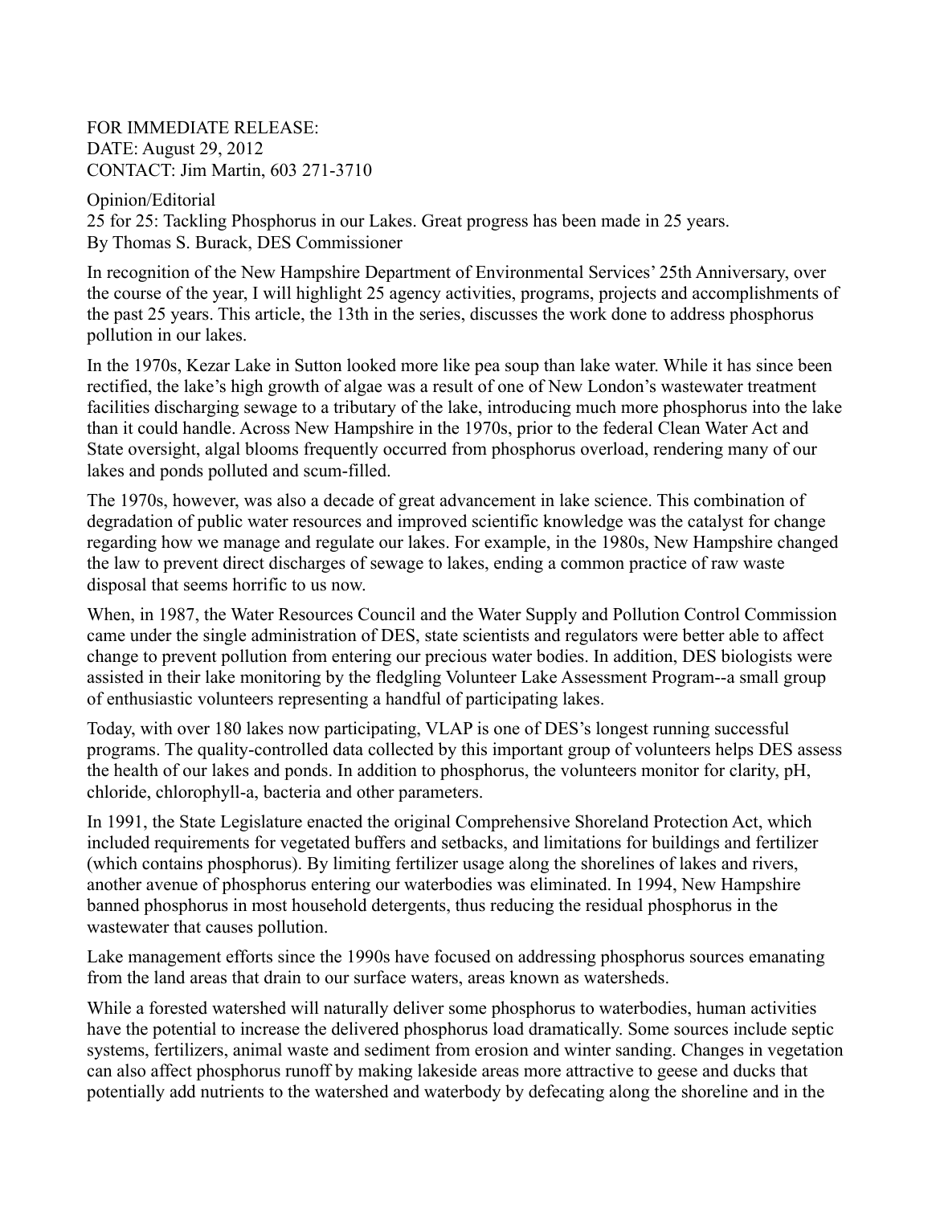FOR IMMEDIATE RELEASE:
DATE: August 29, 2012
CONTACT: Jim Martin, 603 271-3710

Opinion/Editorial
25 for 25: Tackling Phosphorus in our Lakes. Great progress has been made in 25 years.
By Thomas S. Burack, DES Commissioner

In recognition of the New Hampshire Department of Environmental Services' 25th Anniversary, over the course of the year, I will highlight 25 agency activities, programs, projects and accomplishments of the past 25 years. This article, the 13th in the series, discusses the work done to address phosphorus pollution in our lakes.

In the 1970s, Kezar Lake in Sutton looked more like pea soup than lake water. While it has since been rectified, the lake's high growth of algae was a result of one of New London's wastewater treatment facilities discharging sewage to a tributary of the lake, introducing much more phosphorus into the lake than it could handle. Across New Hampshire in the 1970s, prior to the federal Clean Water Act and State oversight, algal blooms frequently occurred from phosphorus overload, rendering many of our lakes and ponds polluted and scum-filled.

The 1970s, however, was also a decade of great advancement in lake science. This combination of degradation of public water resources and improved scientific knowledge was the catalyst for change regarding how we manage and regulate our lakes. For example, in the 1980s, New Hampshire changed the law to prevent direct discharges of sewage to lakes, ending a common practice of raw waste disposal that seems horrific to us now.

When, in 1987, the Water Resources Council and the Water Supply and Pollution Control Commission came under the single administration of DES, state scientists and regulators were better able to affect change to prevent pollution from entering our precious water bodies. In addition, DES biologists were assisted in their lake monitoring by the fledgling Volunteer Lake Assessment Program--a small group of enthusiastic volunteers representing a handful of participating lakes.

Today, with over 180 lakes now participating, VLAP is one of DES's longest running successful programs. The quality-controlled data collected by this important group of volunteers helps DES assess the health of our lakes and ponds. In addition to phosphorus, the volunteers monitor for clarity, pH, chloride, chlorophyll-a, bacteria and other parameters.

In 1991, the State Legislature enacted the original Comprehensive Shoreland Protection Act, which included requirements for vegetated buffers and setbacks, and limitations for buildings and fertilizer (which contains phosphorus). By limiting fertilizer usage along the shorelines of lakes and rivers, another avenue of phosphorus entering our waterbodies was eliminated. In 1994, New Hampshire banned phosphorus in most household detergents, thus reducing the residual phosphorus in the wastewater that causes pollution.

Lake management efforts since the 1990s have focused on addressing phosphorus sources emanating from the land areas that drain to our surface waters, areas known as watersheds.

While a forested watershed will naturally deliver some phosphorus to waterbodies, human activities have the potential to increase the delivered phosphorus load dramatically. Some sources include septic systems, fertilizers, animal waste and sediment from erosion and winter sanding. Changes in vegetation can also affect phosphorus runoff by making lakeside areas more attractive to geese and ducks that potentially add nutrients to the watershed and waterbody by defecating along the shoreline and in the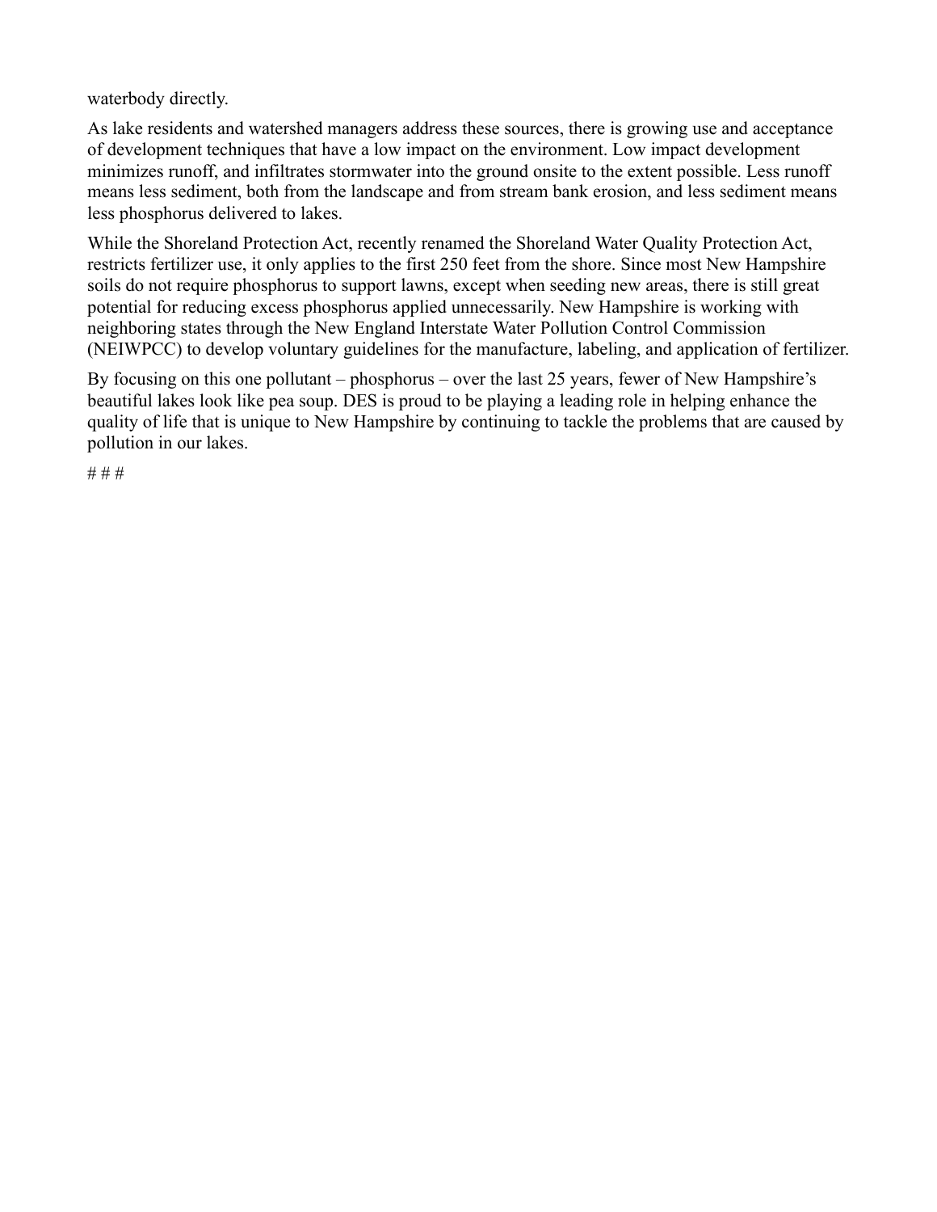waterbody directly.

As lake residents and watershed managers address these sources, there is growing use and acceptance of development techniques that have a low impact on the environment. Low impact development minimizes runoff, and infiltrates stormwater into the ground onsite to the extent possible. Less runoff means less sediment, both from the landscape and from stream bank erosion, and less sediment means less phosphorus delivered to lakes.

While the Shoreland Protection Act, recently renamed the Shoreland Water Quality Protection Act, restricts fertilizer use, it only applies to the first 250 feet from the shore. Since most New Hampshire soils do not require phosphorus to support lawns, except when seeding new areas, there is still great potential for reducing excess phosphorus applied unnecessarily. New Hampshire is working with neighboring states through the New England Interstate Water Pollution Control Commission (NEIWPCC) to develop voluntary guidelines for the manufacture, labeling, and application of fertilizer.

By focusing on this one pollutant – phosphorus – over the last 25 years, fewer of New Hampshire's beautiful lakes look like pea soup. DES is proud to be playing a leading role in helping enhance the quality of life that is unique to New Hampshire by continuing to tackle the problems that are caused by pollution in our lakes.

# # #